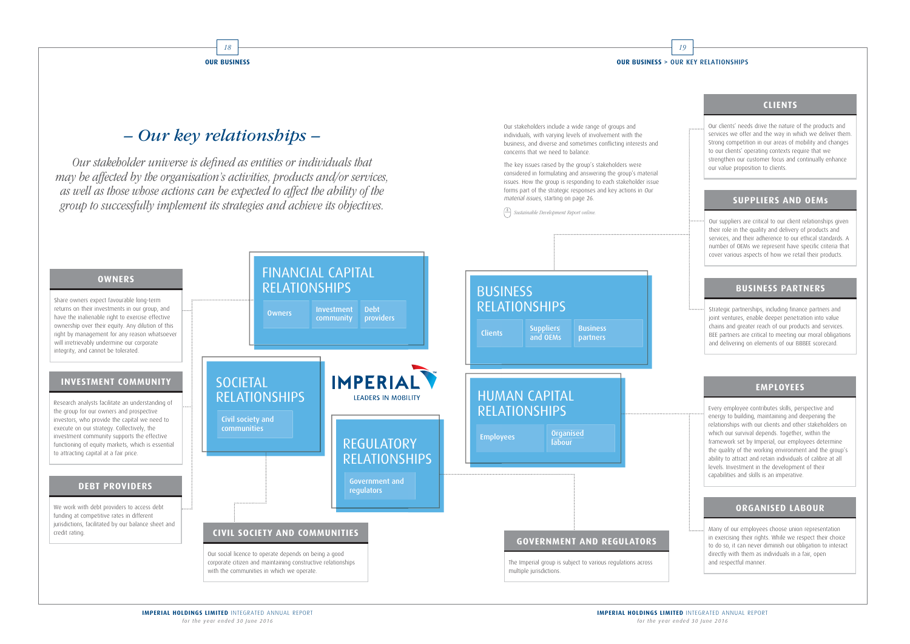# – Our key relationships –

*Our stakeholder universe is defined as entities or individuals that may be affected by the organisation's activities, products and/or services, as well as those whose actions can be expected to affect the ability of the group to successfully implement its strategies and achieve its objectives.*

Our stakeholders include a wide range of groups and individuals, with varying levels of involvement with the business, and diverse and sometimes conflicting interests and concerns that we need to balance.

The key issues raised by the group's stakeholders were considered in formulating and answering the group's material issues. How the group is responding to each stakeholder issue forms part of the strategic responses and key actions in *Our material issues*, starting on page 26.

*Sustainable Development Report online.*

## FINANCIAL CAPITAL RELATIONSHIPS

Owners | Investment community | Debt providers

### OWNERS

Share owners expect favourable long-term returns on their investments in our group, and have the inalienable right to exercise effective ownership over their equity. Any dilution of this right by management for any reason whatsoever will irretrievably undermine our corporate integrity, and cannot be tolerated.

### INVESTMENT COMMUNITY

Research analysts facilitate an understanding of the group for our owners and prospective investors, who provide the capital we need to execute on our strategy. Collectively, the investment community supports the effective functioning of equity markets, which is essential to attracting capital at a fair price.

### DEBT PROVIDERS

We work with debt providers to access debt funding at competitive rates in different jurisdictions, facilitated by our balance sheet and credit rating.

## SOCIETAL RELATIONSHIPS

Civil society and communities

### CIVIL SOCIETY AND COMMUNITIES

Our social licence to operate depends on being a good corporate citizen and maintaining constructive relationships with the communities in which we operate.

IMPERIAL – LEADERS IN MOBILITY

## REGULATORY RELATIONSHIPS

Government and regulators

### GOVERNMENT AND REGULATORS

The Imperial group is subject to various regulations across multiple jurisdictions.

## BUSINESS RELATIONSHIPS

Clients | Suppliers and OEMs | Business partners

### CLIENTS

Our clients' needs drive the nature of the products and services we offer and the way in which we deliver them. Strong competition in our areas of mobility and changes to our clients' operating contexts require that we strengthen our customer focus and continually enhance our value proposition to clients.

### SUPPLIERS AND OEMs

Our suppliers are critical to our client relationships given their role in the quality and delivery of products and services, and their adherence to our ethical standards. A number of OEMs we represent have specific criteria that cover various aspects of how we retail their products.

### BUSINESS PARTNERS

Strategic partnerships, including finance partners and joint ventures, enable deeper penetration into value chains and greater reach of our products and services. BEE partners are critical to meeting our moral obligations and delivering on elements of our BBBEE scorecard.

## HUMAN CAPITAL RELATIONSHIPS

Employees | Organised labour

### EMPLOYEES

Every employee contributes skills, perspective and energy to building, maintaining and deepening the relationships with our clients and other stakeholders on which our survival depends. Together, within the framework set by Imperial, our employees determine the quality of the working environment and the group's ability to attract and retain individuals of calibre at all levels. Investment in the development of their capabilities and skills is an imperative.

### ORGANISED LABOUR

Many of our employees choose union representation in exercising their rights. While we respect their choice to do so, it can never diminish our obligation to interact directly with them as individuals in a fair, open and respectful manner.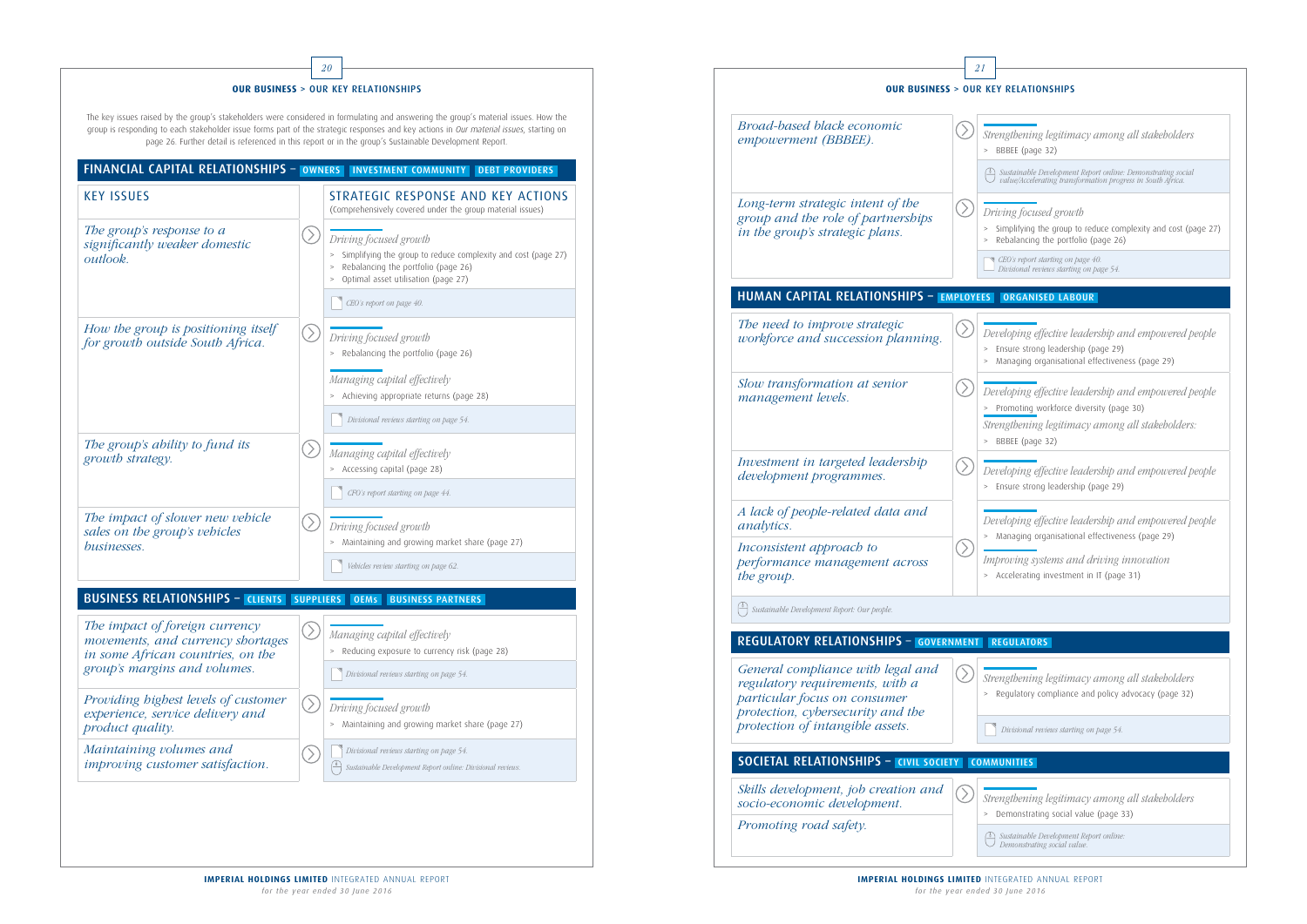## OUR BUSINESS > OUR KEY RELATIONSHIPS

The key issues raised by the group's stakeholders were considered in formulating and answering the group's material issues. How the group is responding to each stakeholder issue forms part of the strategic responses and key actions in *Our material issues*, starting on page 26. Further detail is referenced in this report or in the group's Sustainable Development Report.

### FINANCIAL CAPITAL RELATIONSHIPS – OWNERS | INVESTMENT COMMUNITY | DEBT PROVIDERS

| KEY ISSUES | STRATEGIC RESPONSE AND KEY ACTIONS (Comprehensively covered under the group material issues) |
|---|---|
| *The group's response to a significantly weaker domestic outlook.* | *Driving focused growth*<br>> Simplifying the group to reduce complexity and cost (page 27)<br>> Rebalancing the portfolio (page 26)<br>> Optimal asset utilisation (page 27)<br>*CEO's report on page 40.* |
| *How the group is positioning itself for growth outside South Africa.* | *Driving focused growth*<br>> Rebalancing the portfolio (page 26)<br>*Managing capital effectively*<br>> Achieving appropriate returns (page 28)<br>*Divisional reviews starting on page 54.* |
| *The group's ability to fund its growth strategy.* | *Managing capital effectively*<br>> Accessing capital (page 28)<br>*CFO's report starting on page 44.* |
| *The impact of slower new vehicle sales on the group's vehicles businesses.* | *Driving focused growth*<br>> Maintaining and growing market share (page 27)<br>*Vehicles review starting on page 62.* |

### BUSINESS RELATIONSHIPS – CLIENTS | SUPPLIERS | OEMs | BUSINESS PARTNERS

| | |
|---|---|
| *The impact of foreign currency movements, and currency shortages in some African countries, on the group's margins and volumes.* | *Managing capital effectively*<br>> Reducing exposure to currency risk (page 28)<br>*Divisional reviews starting on page 54.* |
| *Providing highest levels of customer experience, service delivery and product quality.* | *Driving focused growth*<br>> Maintaining and growing market share (page 27) |
| *Maintaining volumes and improving customer satisfaction.* | *Divisional reviews starting on page 54.*<br>*Sustainable Development Report online: Divisional reviews.* |

| | |
|---|---|
| *Broad-based black economic empowerment (BBBEE).* | *Strengthening legitimacy among all stakeholders*<br>> BBBEE (page 32)<br>*Sustainable Development Report online: Demonstrating social value/Accelerating transformation progress in South Africa.* |
| *Long-term strategic intent of the group and the role of partnerships in the group's strategic plans.* | *Driving focused growth*<br>> Simplifying the group to reduce complexity and cost (page 27)<br>> Rebalancing the portfolio (page 26)<br>*CEO's report starting on page 40. Divisional reviews starting on page 54.* |

### HUMAN CAPITAL RELATIONSHIPS – EMPLOYEES | ORGANISED LABOUR

| | |
|---|---|
| *The need to improve strategic workforce and succession planning.* | *Developing effective leadership and empowered people*<br>> Ensure strong leadership (page 29)<br>> Managing organisational effectiveness (page 29) |
| *Slow transformation at senior management levels.* | *Developing effective leadership and empowered people*<br>> Promoting workforce diversity (page 30)<br>*Strengthening legitimacy among all stakeholders:*<br>> BBBEE (page 32) |
| *Investment in targeted leadership development programmes.* | *Developing effective leadership and empowered people*<br>> Ensure strong leadership (page 29) |
| *A lack of people-related data and analytics.*<br>*Inconsistent approach to performance management across the group.* | *Developing effective leadership and empowered people*<br>> Managing organisational effectiveness (page 29)<br>*Improving systems and driving innovation*<br>> Accelerating investment in IT (page 31) |

*Sustainable Development Report: Our people.*

### REGULATORY RELATIONSHIPS – GOVERNMENT | REGULATORS

| | |
|---|---|
| *General compliance with legal and regulatory requirements, with a particular focus on consumer protection, cybersecurity and the protection of intangible assets.* | *Strengthening legitimacy among all stakeholders*<br>> Regulatory compliance and policy advocacy (page 32)<br>*Divisional reviews starting on page 54.* |

### SOCIETAL RELATIONSHIPS – CIVIL SOCIETY | COMMUNITIES

| | |
|---|---|
| *Skills development, job creation and socio-economic development.*<br>*Promoting road safety.* | *Strengthening legitimacy among all stakeholders*<br>> Demonstrating social value (page 33)<br>*Sustainable Development Report online: Demonstrating social value.* |